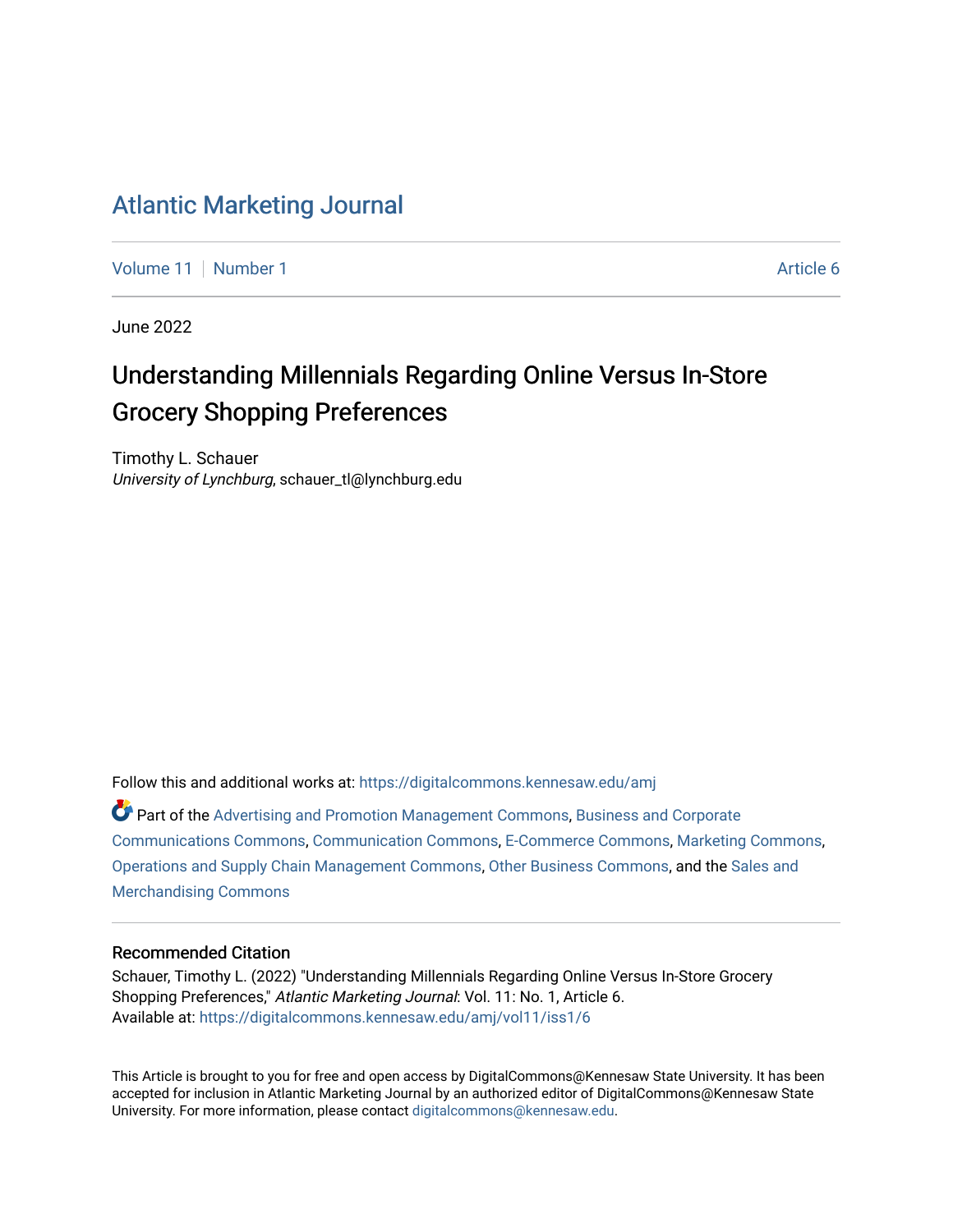# Atlantic Marketing Journal

Volume 11 | Number 1 | Article 6

June 2022

## Understanding Millennials Regarding Online Versus In-Store Grocery Shopping Preferences

Timothy L. Schauer
*University of Lynchburg*, schauer_tl@lynchburg.edu

Follow this and additional works at: https://digitalcommons.kennesaw.edu/amj

Part of the Advertising and Promotion Management Commons, Business and Corporate Communications Commons, Communication Commons, E-Commerce Commons, Marketing Commons, Operations and Supply Chain Management Commons, Other Business Commons, and the Sales and Merchandising Commons

### Recommended Citation

Schauer, Timothy L. (2022) "Understanding Millennials Regarding Online Versus In-Store Grocery Shopping Preferences," *Atlantic Marketing Journal*: Vol. 11: No. 1, Article 6.
Available at: https://digitalcommons.kennesaw.edu/amj/vol11/iss1/6

This Article is brought to you for free and open access by DigitalCommons@Kennesaw State University. It has been accepted for inclusion in Atlantic Marketing Journal by an authorized editor of DigitalCommons@Kennesaw State University. For more information, please contact digitalcommons@kennesaw.edu.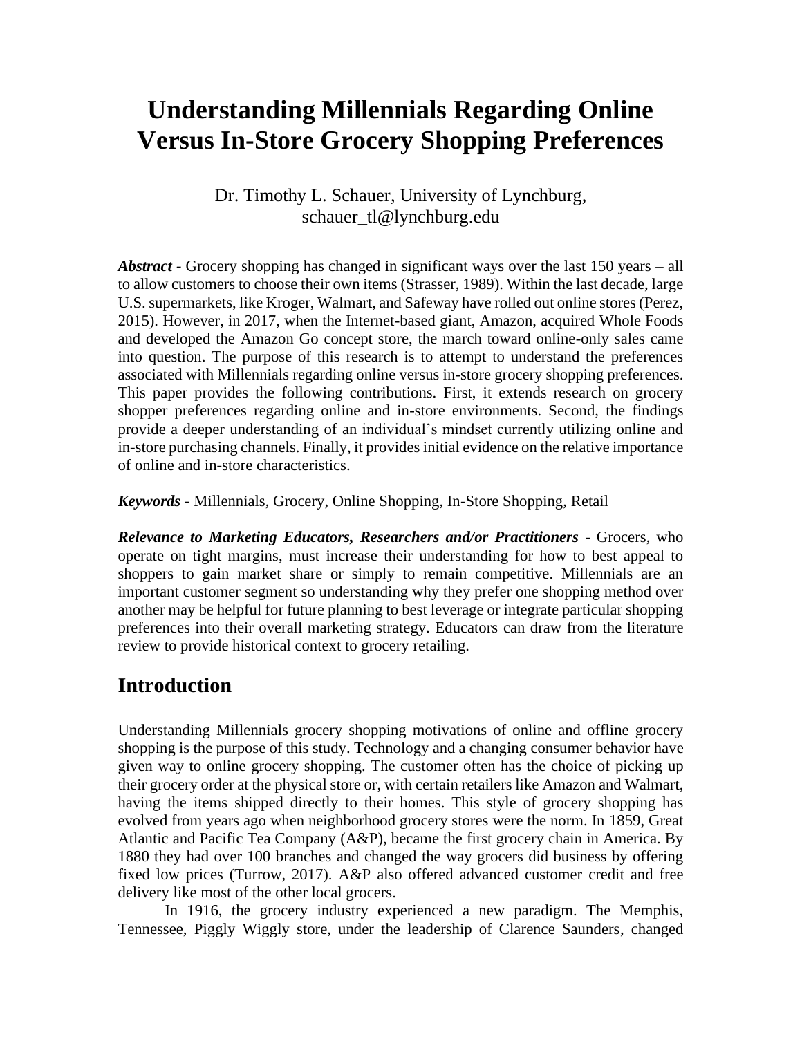# Understanding Millennials Regarding Online Versus In-Store Grocery Shopping Preferences

Dr. Timothy L. Schauer, University of Lynchburg, schauer_tl@lynchburg.edu

***Abstract*** **-** Grocery shopping has changed in significant ways over the last 150 years – all to allow customers to choose their own items (Strasser, 1989). Within the last decade, large U.S. supermarkets, like Kroger, Walmart, and Safeway have rolled out online stores (Perez, 2015). However, in 2017, when the Internet-based giant, Amazon, acquired Whole Foods and developed the Amazon Go concept store, the march toward online-only sales came into question. The purpose of this research is to attempt to understand the preferences associated with Millennials regarding online versus in-store grocery shopping preferences. This paper provides the following contributions. First, it extends research on grocery shopper preferences regarding online and in-store environments. Second, the findings provide a deeper understanding of an individual's mindset currently utilizing online and in-store purchasing channels. Finally, it provides initial evidence on the relative importance of online and in-store characteristics.

***Keywords*** **-** Millennials, Grocery, Online Shopping, In-Store Shopping, Retail

***Relevance to Marketing Educators, Researchers and/or Practitioners*** - Grocers, who operate on tight margins, must increase their understanding for how to best appeal to shoppers to gain market share or simply to remain competitive. Millennials are an important customer segment so understanding why they prefer one shopping method over another may be helpful for future planning to best leverage or integrate particular shopping preferences into their overall marketing strategy. Educators can draw from the literature review to provide historical context to grocery retailing.

## Introduction

Understanding Millennials grocery shopping motivations of online and offline grocery shopping is the purpose of this study. Technology and a changing consumer behavior have given way to online grocery shopping. The customer often has the choice of picking up their grocery order at the physical store or, with certain retailers like Amazon and Walmart, having the items shipped directly to their homes. This style of grocery shopping has evolved from years ago when neighborhood grocery stores were the norm. In 1859, Great Atlantic and Pacific Tea Company (A&P), became the first grocery chain in America. By 1880 they had over 100 branches and changed the way grocers did business by offering fixed low prices (Turrow, 2017). A&P also offered advanced customer credit and free delivery like most of the other local grocers.

In 1916, the grocery industry experienced a new paradigm. The Memphis, Tennessee, Piggly Wiggly store, under the leadership of Clarence Saunders, changed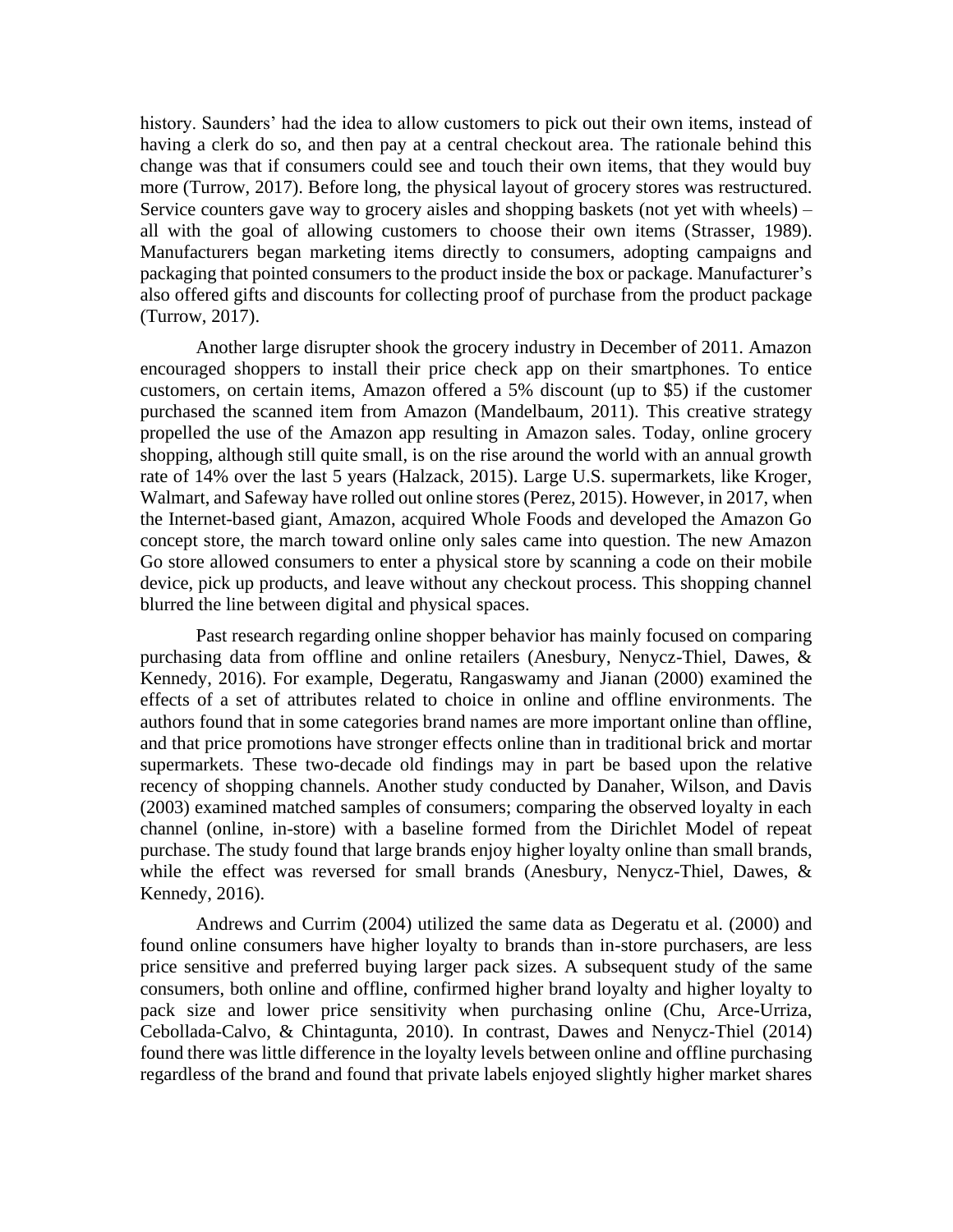history. Saunders' had the idea to allow customers to pick out their own items, instead of having a clerk do so, and then pay at a central checkout area. The rationale behind this change was that if consumers could see and touch their own items, that they would buy more (Turrow, 2017). Before long, the physical layout of grocery stores was restructured. Service counters gave way to grocery aisles and shopping baskets (not yet with wheels) – all with the goal of allowing customers to choose their own items (Strasser, 1989). Manufacturers began marketing items directly to consumers, adopting campaigns and packaging that pointed consumers to the product inside the box or package. Manufacturer's also offered gifts and discounts for collecting proof of purchase from the product package (Turrow, 2017).

Another large disrupter shook the grocery industry in December of 2011. Amazon encouraged shoppers to install their price check app on their smartphones. To entice customers, on certain items, Amazon offered a 5% discount (up to $5) if the customer purchased the scanned item from Amazon (Mandelbaum, 2011). This creative strategy propelled the use of the Amazon app resulting in Amazon sales. Today, online grocery shopping, although still quite small, is on the rise around the world with an annual growth rate of 14% over the last 5 years (Halzack, 2015). Large U.S. supermarkets, like Kroger, Walmart, and Safeway have rolled out online stores (Perez, 2015). However, in 2017, when the Internet-based giant, Amazon, acquired Whole Foods and developed the Amazon Go concept store, the march toward online only sales came into question. The new Amazon Go store allowed consumers to enter a physical store by scanning a code on their mobile device, pick up products, and leave without any checkout process. This shopping channel blurred the line between digital and physical spaces.

Past research regarding online shopper behavior has mainly focused on comparing purchasing data from offline and online retailers (Anesbury, Nenycz-Thiel, Dawes, & Kennedy, 2016). For example, Degeratu, Rangaswamy and Jianan (2000) examined the effects of a set of attributes related to choice in online and offline environments. The authors found that in some categories brand names are more important online than offline, and that price promotions have stronger effects online than in traditional brick and mortar supermarkets. These two-decade old findings may in part be based upon the relative recency of shopping channels. Another study conducted by Danaher, Wilson, and Davis (2003) examined matched samples of consumers; comparing the observed loyalty in each channel (online, in-store) with a baseline formed from the Dirichlet Model of repeat purchase. The study found that large brands enjoy higher loyalty online than small brands, while the effect was reversed for small brands (Anesbury, Nenycz-Thiel, Dawes, & Kennedy, 2016).

Andrews and Currim (2004) utilized the same data as Degeratu et al. (2000) and found online consumers have higher loyalty to brands than in-store purchasers, are less price sensitive and preferred buying larger pack sizes. A subsequent study of the same consumers, both online and offline, confirmed higher brand loyalty and higher loyalty to pack size and lower price sensitivity when purchasing online (Chu, Arce-Urriza, Cebollada-Calvo, & Chintagunta, 2010). In contrast, Dawes and Nenycz-Thiel (2014) found there was little difference in the loyalty levels between online and offline purchasing regardless of the brand and found that private labels enjoyed slightly higher market shares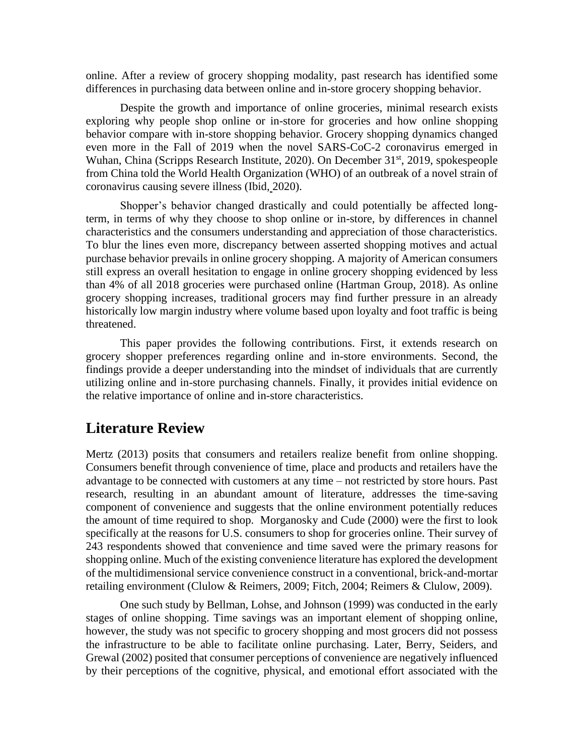online. After a review of grocery shopping modality, past research has identified some differences in purchasing data between online and in-store grocery shopping behavior.

Despite the growth and importance of online groceries, minimal research exists exploring why people shop online or in-store for groceries and how online shopping behavior compare with in-store shopping behavior. Grocery shopping dynamics changed even more in the Fall of 2019 when the novel SARS-CoC-2 coronavirus emerged in Wuhan, China (Scripps Research Institute, 2020). On December 31st, 2019, spokespeople from China told the World Health Organization (WHO) of an outbreak of a novel strain of coronavirus causing severe illness (Ibid, 2020).

Shopper's behavior changed drastically and could potentially be affected long-term, in terms of why they choose to shop online or in-store, by differences in channel characteristics and the consumers understanding and appreciation of those characteristics. To blur the lines even more, discrepancy between asserted shopping motives and actual purchase behavior prevails in online grocery shopping. A majority of American consumers still express an overall hesitation to engage in online grocery shopping evidenced by less than 4% of all 2018 groceries were purchased online (Hartman Group, 2018). As online grocery shopping increases, traditional grocers may find further pressure in an already historically low margin industry where volume based upon loyalty and foot traffic is being threatened.

This paper provides the following contributions. First, it extends research on grocery shopper preferences regarding online and in-store environments. Second, the findings provide a deeper understanding into the mindset of individuals that are currently utilizing online and in-store purchasing channels. Finally, it provides initial evidence on the relative importance of online and in-store characteristics.

## Literature Review

Mertz (2013) posits that consumers and retailers realize benefit from online shopping. Consumers benefit through convenience of time, place and products and retailers have the advantage to be connected with customers at any time – not restricted by store hours. Past research, resulting in an abundant amount of literature, addresses the time-saving component of convenience and suggests that the online environment potentially reduces the amount of time required to shop. Morganosky and Cude (2000) were the first to look specifically at the reasons for U.S. consumers to shop for groceries online. Their survey of 243 respondents showed that convenience and time saved were the primary reasons for shopping online. Much of the existing convenience literature has explored the development of the multidimensional service convenience construct in a conventional, brick-and-mortar retailing environment (Clulow & Reimers, 2009; Fitch, 2004; Reimers & Clulow, 2009).

One such study by Bellman, Lohse, and Johnson (1999) was conducted in the early stages of online shopping. Time savings was an important element of shopping online, however, the study was not specific to grocery shopping and most grocers did not possess the infrastructure to be able to facilitate online purchasing. Later, Berry, Seiders, and Grewal (2002) posited that consumer perceptions of convenience are negatively influenced by their perceptions of the cognitive, physical, and emotional effort associated with the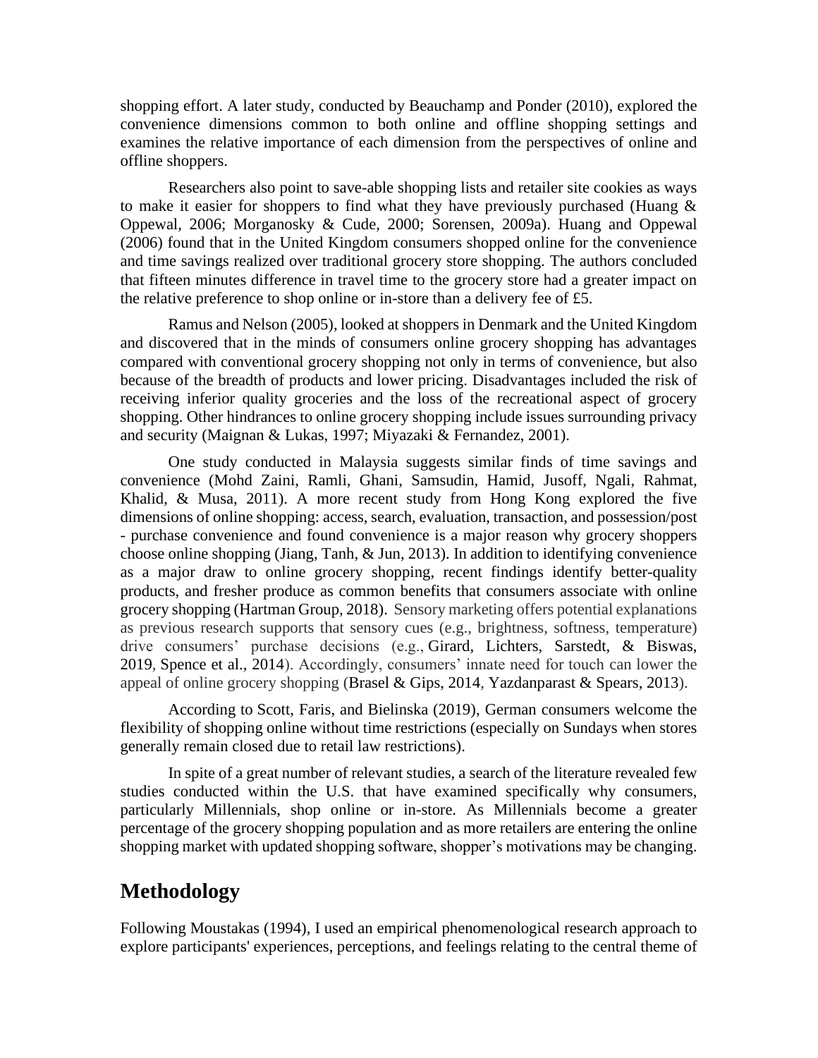shopping effort. A later study, conducted by Beauchamp and Ponder (2010), explored the convenience dimensions common to both online and offline shopping settings and examines the relative importance of each dimension from the perspectives of online and offline shoppers.

Researchers also point to save-able shopping lists and retailer site cookies as ways to make it easier for shoppers to find what they have previously purchased (Huang & Oppewal, 2006; Morganosky & Cude, 2000; Sorensen, 2009a). Huang and Oppewal (2006) found that in the United Kingdom consumers shopped online for the convenience and time savings realized over traditional grocery store shopping. The authors concluded that fifteen minutes difference in travel time to the grocery store had a greater impact on the relative preference to shop online or in-store than a delivery fee of £5.

Ramus and Nelson (2005), looked at shoppers in Denmark and the United Kingdom and discovered that in the minds of consumers online grocery shopping has advantages compared with conventional grocery shopping not only in terms of convenience, but also because of the breadth of products and lower pricing. Disadvantages included the risk of receiving inferior quality groceries and the loss of the recreational aspect of grocery shopping. Other hindrances to online grocery shopping include issues surrounding privacy and security (Maignan & Lukas, 1997; Miyazaki & Fernandez, 2001).

One study conducted in Malaysia suggests similar finds of time savings and convenience (Mohd Zaini, Ramli, Ghani, Samsudin, Hamid, Jusoff, Ngali, Rahmat, Khalid, & Musa, 2011). A more recent study from Hong Kong explored the five dimensions of online shopping: access, search, evaluation, transaction, and possession/post - purchase convenience and found convenience is a major reason why grocery shoppers choose online shopping (Jiang, Tanh, & Jun, 2013). In addition to identifying convenience as a major draw to online grocery shopping, recent findings identify better-quality products, and fresher produce as common benefits that consumers associate with online grocery shopping (Hartman Group, 2018). Sensory marketing offers potential explanations as previous research supports that sensory cues (e.g., brightness, softness, temperature) drive consumers' purchase decisions (e.g., Girard, Lichters, Sarstedt, & Biswas, 2019, Spence et al., 2014). Accordingly, consumers' innate need for touch can lower the appeal of online grocery shopping (Brasel & Gips, 2014, Yazdanparast & Spears, 2013).

According to Scott, Faris, and Bielinska (2019), German consumers welcome the flexibility of shopping online without time restrictions (especially on Sundays when stores generally remain closed due to retail law restrictions).

In spite of a great number of relevant studies, a search of the literature revealed few studies conducted within the U.S. that have examined specifically why consumers, particularly Millennials, shop online or in-store. As Millennials become a greater percentage of the grocery shopping population and as more retailers are entering the online shopping market with updated shopping software, shopper's motivations may be changing.

## Methodology

Following Moustakas (1994), I used an empirical phenomenological research approach to explore participants' experiences, perceptions, and feelings relating to the central theme of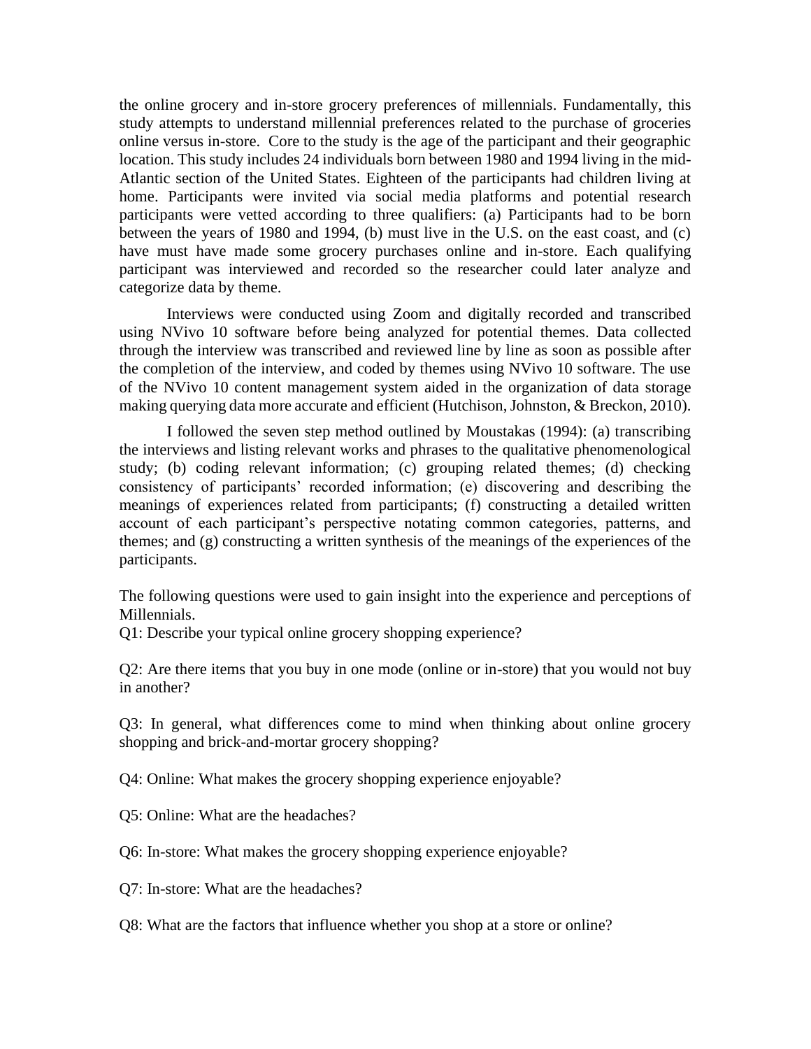the online grocery and in-store grocery preferences of millennials. Fundamentally, this study attempts to understand millennial preferences related to the purchase of groceries online versus in-store. Core to the study is the age of the participant and their geographic location. This study includes 24 individuals born between 1980 and 1994 living in the mid-Atlantic section of the United States. Eighteen of the participants had children living at home. Participants were invited via social media platforms and potential research participants were vetted according to three qualifiers: (a) Participants had to be born between the years of 1980 and 1994, (b) must live in the U.S. on the east coast, and (c) have must have made some grocery purchases online and in-store. Each qualifying participant was interviewed and recorded so the researcher could later analyze and categorize data by theme.

Interviews were conducted using Zoom and digitally recorded and transcribed using NVivo 10 software before being analyzed for potential themes. Data collected through the interview was transcribed and reviewed line by line as soon as possible after the completion of the interview, and coded by themes using NVivo 10 software. The use of the NVivo 10 content management system aided in the organization of data storage making querying data more accurate and efficient (Hutchison, Johnston, & Breckon, 2010).

I followed the seven step method outlined by Moustakas (1994): (a) transcribing the interviews and listing relevant works and phrases to the qualitative phenomenological study; (b) coding relevant information; (c) grouping related themes; (d) checking consistency of participants' recorded information; (e) discovering and describing the meanings of experiences related from participants; (f) constructing a detailed written account of each participant's perspective notating common categories, patterns, and themes; and (g) constructing a written synthesis of the meanings of the experiences of the participants.

The following questions were used to gain insight into the experience and perceptions of Millennials.

Q1: Describe your typical online grocery shopping experience?

Q2: Are there items that you buy in one mode (online or in-store) that you would not buy in another?

Q3: In general, what differences come to mind when thinking about online grocery shopping and brick-and-mortar grocery shopping?

Q4: Online: What makes the grocery shopping experience enjoyable?

Q5: Online: What are the headaches?

Q6: In-store: What makes the grocery shopping experience enjoyable?

Q7: In-store: What are the headaches?

Q8: What are the factors that influence whether you shop at a store or online?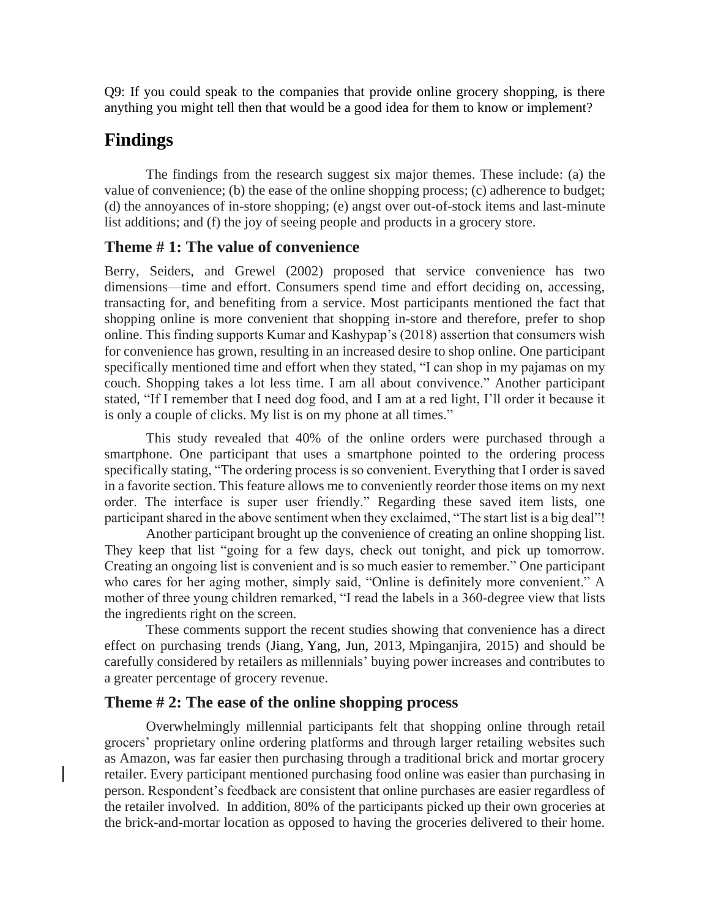Q9: If you could speak to the companies that provide online grocery shopping, is there anything you might tell then that would be a good idea for them to know or implement?

## Findings

The findings from the research suggest six major themes. These include: (a) the value of convenience; (b) the ease of the online shopping process; (c) adherence to budget; (d) the annoyances of in-store shopping; (e) angst over out-of-stock items and last-minute list additions; and (f) the joy of seeing people and products in a grocery store.

### Theme # 1: The value of convenience

Berry, Seiders, and Grewel (2002) proposed that service convenience has two dimensions—time and effort. Consumers spend time and effort deciding on, accessing, transacting for, and benefiting from a service. Most participants mentioned the fact that shopping online is more convenient that shopping in-store and therefore, prefer to shop online. This finding supports Kumar and Kashypap's (2018) assertion that consumers wish for convenience has grown, resulting in an increased desire to shop online. One participant specifically mentioned time and effort when they stated, "I can shop in my pajamas on my couch. Shopping takes a lot less time. I am all about convivence." Another participant stated, "If I remember that I need dog food, and I am at a red light, I'll order it because it is only a couple of clicks. My list is on my phone at all times."

This study revealed that 40% of the online orders were purchased through a smartphone. One participant that uses a smartphone pointed to the ordering process specifically stating, "The ordering process is so convenient. Everything that I order is saved in a favorite section. This feature allows me to conveniently reorder those items on my next order. The interface is super user friendly." Regarding these saved item lists, one participant shared in the above sentiment when they exclaimed, "The start list is a big deal"!

Another participant brought up the convenience of creating an online shopping list. They keep that list "going for a few days, check out tonight, and pick up tomorrow. Creating an ongoing list is convenient and is so much easier to remember." One participant who cares for her aging mother, simply said, "Online is definitely more convenient." A mother of three young children remarked, "I read the labels in a 360-degree view that lists the ingredients right on the screen.

These comments support the recent studies showing that convenience has a direct effect on purchasing trends (Jiang, Yang, Jun, 2013, Mpinganjira, 2015) and should be carefully considered by retailers as millennials' buying power increases and contributes to a greater percentage of grocery revenue.

### Theme # 2: The ease of the online shopping process

Overwhelmingly millennial participants felt that shopping online through retail grocers' proprietary online ordering platforms and through larger retailing websites such as Amazon, was far easier then purchasing through a traditional brick and mortar grocery retailer. Every participant mentioned purchasing food online was easier than purchasing in person. Respondent's feedback are consistent that online purchases are easier regardless of the retailer involved. In addition, 80% of the participants picked up their own groceries at the brick-and-mortar location as opposed to having the groceries delivered to their home.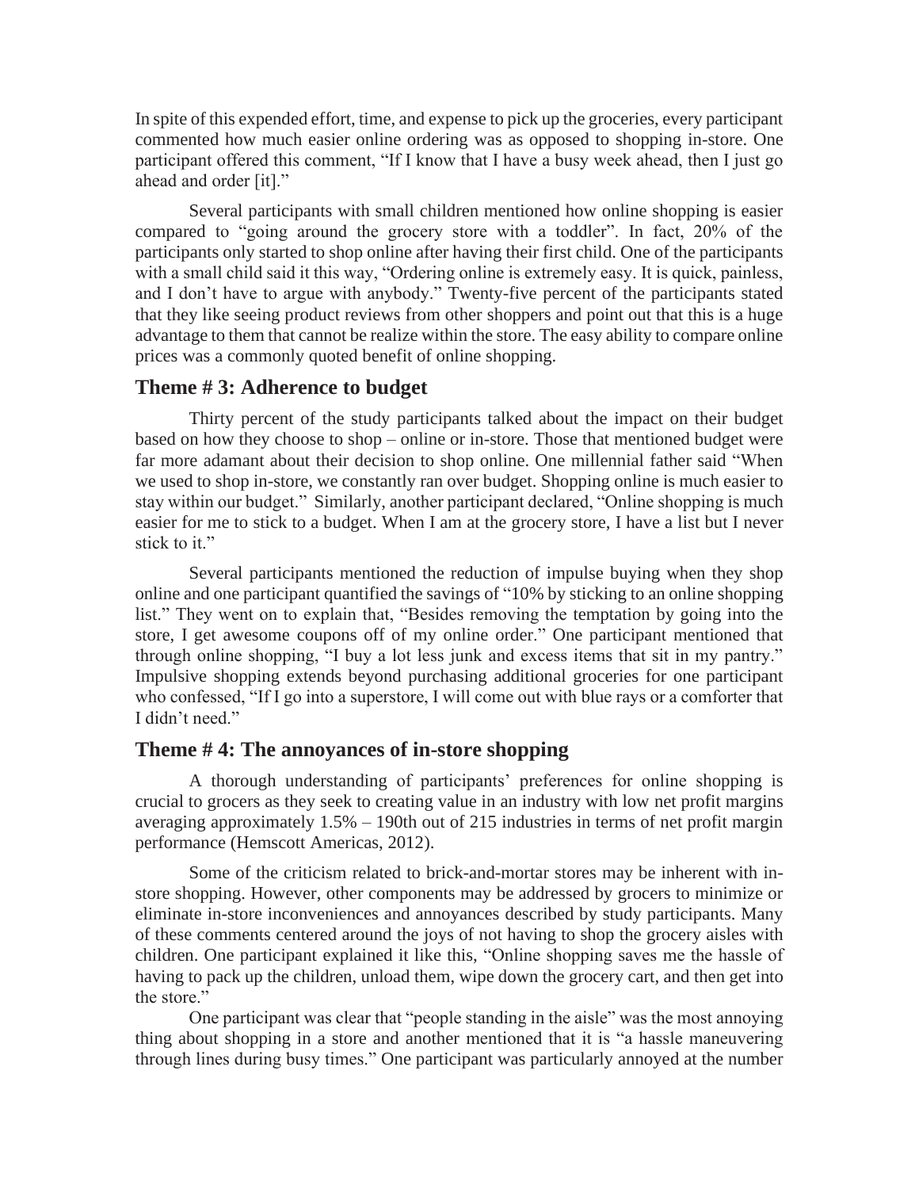In spite of this expended effort, time, and expense to pick up the groceries, every participant commented how much easier online ordering was as opposed to shopping in-store. One participant offered this comment, "If I know that I have a busy week ahead, then I just go ahead and order [it]."

Several participants with small children mentioned how online shopping is easier compared to "going around the grocery store with a toddler". In fact, 20% of the participants only started to shop online after having their first child. One of the participants with a small child said it this way, "Ordering online is extremely easy. It is quick, painless, and I don't have to argue with anybody." Twenty-five percent of the participants stated that they like seeing product reviews from other shoppers and point out that this is a huge advantage to them that cannot be realize within the store. The easy ability to compare online prices was a commonly quoted benefit of online shopping.

## Theme # 3: Adherence to budget

Thirty percent of the study participants talked about the impact on their budget based on how they choose to shop – online or in-store. Those that mentioned budget were far more adamant about their decision to shop online. One millennial father said "When we used to shop in-store, we constantly ran over budget. Shopping online is much easier to stay within our budget." Similarly, another participant declared, "Online shopping is much easier for me to stick to a budget. When I am at the grocery store, I have a list but I never stick to it."

Several participants mentioned the reduction of impulse buying when they shop online and one participant quantified the savings of "10% by sticking to an online shopping list." They went on to explain that, "Besides removing the temptation by going into the store, I get awesome coupons off of my online order." One participant mentioned that through online shopping, "I buy a lot less junk and excess items that sit in my pantry." Impulsive shopping extends beyond purchasing additional groceries for one participant who confessed, "If I go into a superstore, I will come out with blue rays or a comforter that I didn't need."

## Theme # 4: The annoyances of in-store shopping

A thorough understanding of participants' preferences for online shopping is crucial to grocers as they seek to creating value in an industry with low net profit margins averaging approximately 1.5% – 190th out of 215 industries in terms of net profit margin performance (Hemscott Americas, 2012).

Some of the criticism related to brick-and-mortar stores may be inherent with in-store shopping. However, other components may be addressed by grocers to minimize or eliminate in-store inconveniences and annoyances described by study participants. Many of these comments centered around the joys of not having to shop the grocery aisles with children. One participant explained it like this, "Online shopping saves me the hassle of having to pack up the children, unload them, wipe down the grocery cart, and then get into the store."

One participant was clear that "people standing in the aisle" was the most annoying thing about shopping in a store and another mentioned that it is "a hassle maneuvering through lines during busy times." One participant was particularly annoyed at the number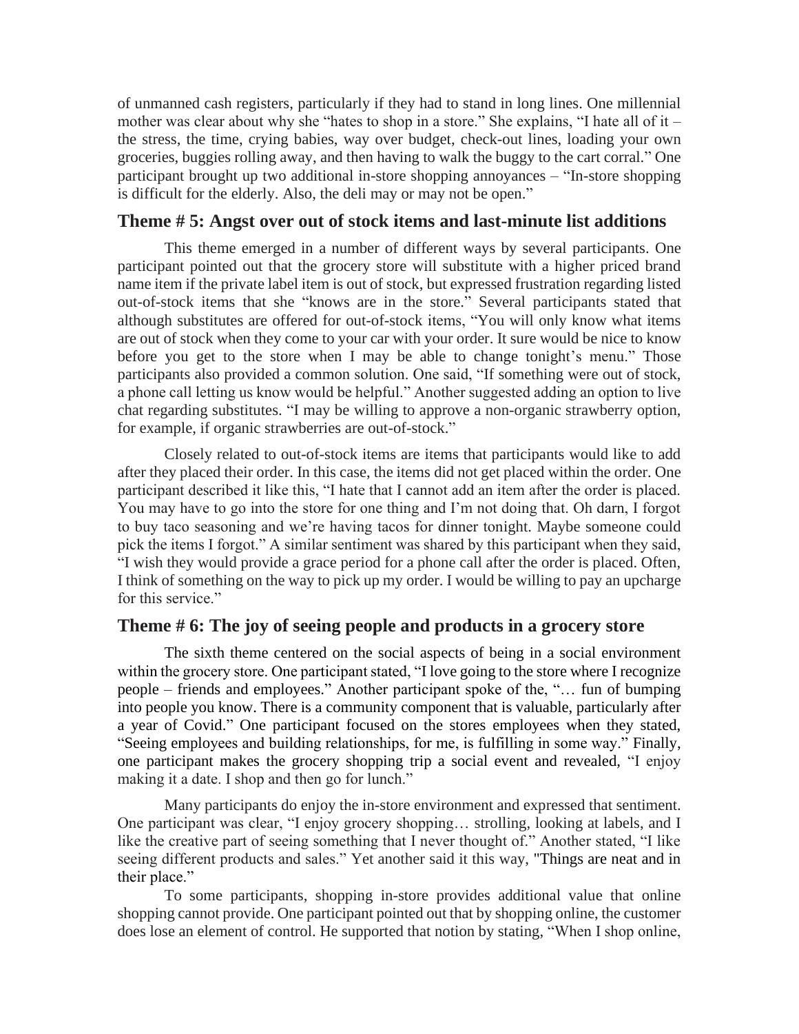of unmanned cash registers, particularly if they had to stand in long lines. One millennial mother was clear about why she "hates to shop in a store." She explains, "I hate all of it – the stress, the time, crying babies, way over budget, check-out lines, loading your own groceries, buggies rolling away, and then having to walk the buggy to the cart corral." One participant brought up two additional in-store shopping annoyances – "In-store shopping is difficult for the elderly. Also, the deli may or may not be open."

## Theme # 5: Angst over out of stock items and last-minute list additions

This theme emerged in a number of different ways by several participants. One participant pointed out that the grocery store will substitute with a higher priced brand name item if the private label item is out of stock, but expressed frustration regarding listed out-of-stock items that she "knows are in the store." Several participants stated that although substitutes are offered for out-of-stock items, "You will only know what items are out of stock when they come to your car with your order. It sure would be nice to know before you get to the store when I may be able to change tonight's menu." Those participants also provided a common solution. One said, "If something were out of stock, a phone call letting us know would be helpful." Another suggested adding an option to live chat regarding substitutes. "I may be willing to approve a non-organic strawberry option, for example, if organic strawberries are out-of-stock."

Closely related to out-of-stock items are items that participants would like to add after they placed their order. In this case, the items did not get placed within the order. One participant described it like this, "I hate that I cannot add an item after the order is placed. You may have to go into the store for one thing and I'm not doing that. Oh darn, I forgot to buy taco seasoning and we're having tacos for dinner tonight. Maybe someone could pick the items I forgot." A similar sentiment was shared by this participant when they said, "I wish they would provide a grace period for a phone call after the order is placed. Often, I think of something on the way to pick up my order. I would be willing to pay an upcharge for this service."

## Theme # 6: The joy of seeing people and products in a grocery store

The sixth theme centered on the social aspects of being in a social environment within the grocery store. One participant stated, "I love going to the store where I recognize people – friends and employees." Another participant spoke of the, "… fun of bumping into people you know. There is a community component that is valuable, particularly after a year of Covid." One participant focused on the stores employees when they stated, "Seeing employees and building relationships, for me, is fulfilling in some way." Finally, one participant makes the grocery shopping trip a social event and revealed, "I enjoy making it a date. I shop and then go for lunch."

Many participants do enjoy the in-store environment and expressed that sentiment. One participant was clear, "I enjoy grocery shopping… strolling, looking at labels, and I like the creative part of seeing something that I never thought of." Another stated, "I like seeing different products and sales." Yet another said it this way, "Things are neat and in their place."

To some participants, shopping in-store provides additional value that online shopping cannot provide. One participant pointed out that by shopping online, the customer does lose an element of control. He supported that notion by stating, "When I shop online,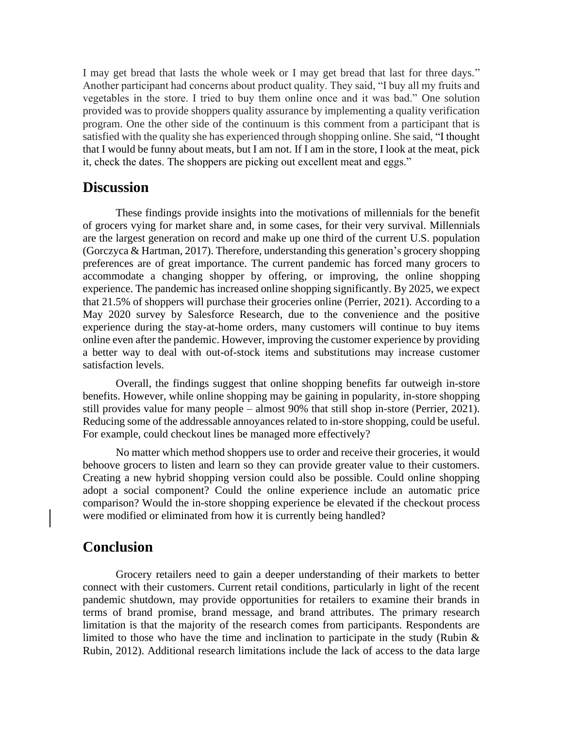I may get bread that lasts the whole week or I may get bread that last for three days." Another participant had concerns about product quality. They said, "I buy all my fruits and vegetables in the store. I tried to buy them online once and it was bad." One solution provided was to provide shoppers quality assurance by implementing a quality verification program. One the other side of the continuum is this comment from a participant that is satisfied with the quality she has experienced through shopping online. She said, "I thought that I would be funny about meats, but I am not. If I am in the store, I look at the meat, pick it, check the dates. The shoppers are picking out excellent meat and eggs."

## Discussion

These findings provide insights into the motivations of millennials for the benefit of grocers vying for market share and, in some cases, for their very survival. Millennials are the largest generation on record and make up one third of the current U.S. population (Gorczyca & Hartman, 2017). Therefore, understanding this generation's grocery shopping preferences are of great importance. The current pandemic has forced many grocers to accommodate a changing shopper by offering, or improving, the online shopping experience. The pandemic has increased online shopping significantly. By 2025, we expect that 21.5% of shoppers will purchase their groceries online (Perrier, 2021). According to a May 2020 survey by Salesforce Research, due to the convenience and the positive experience during the stay-at-home orders, many customers will continue to buy items online even after the pandemic. However, improving the customer experience by providing a better way to deal with out-of-stock items and substitutions may increase customer satisfaction levels.

Overall, the findings suggest that online shopping benefits far outweigh in-store benefits. However, while online shopping may be gaining in popularity, in-store shopping still provides value for many people – almost 90% that still shop in-store (Perrier, 2021). Reducing some of the addressable annoyances related to in-store shopping, could be useful. For example, could checkout lines be managed more effectively?

No matter which method shoppers use to order and receive their groceries, it would behoove grocers to listen and learn so they can provide greater value to their customers. Creating a new hybrid shopping version could also be possible. Could online shopping adopt a social component? Could the online experience include an automatic price comparison? Would the in-store shopping experience be elevated if the checkout process were modified or eliminated from how it is currently being handled?

## Conclusion

Grocery retailers need to gain a deeper understanding of their markets to better connect with their customers. Current retail conditions, particularly in light of the recent pandemic shutdown, may provide opportunities for retailers to examine their brands in terms of brand promise, brand message, and brand attributes. The primary research limitation is that the majority of the research comes from participants. Respondents are limited to those who have the time and inclination to participate in the study (Rubin & Rubin, 2012). Additional research limitations include the lack of access to the data large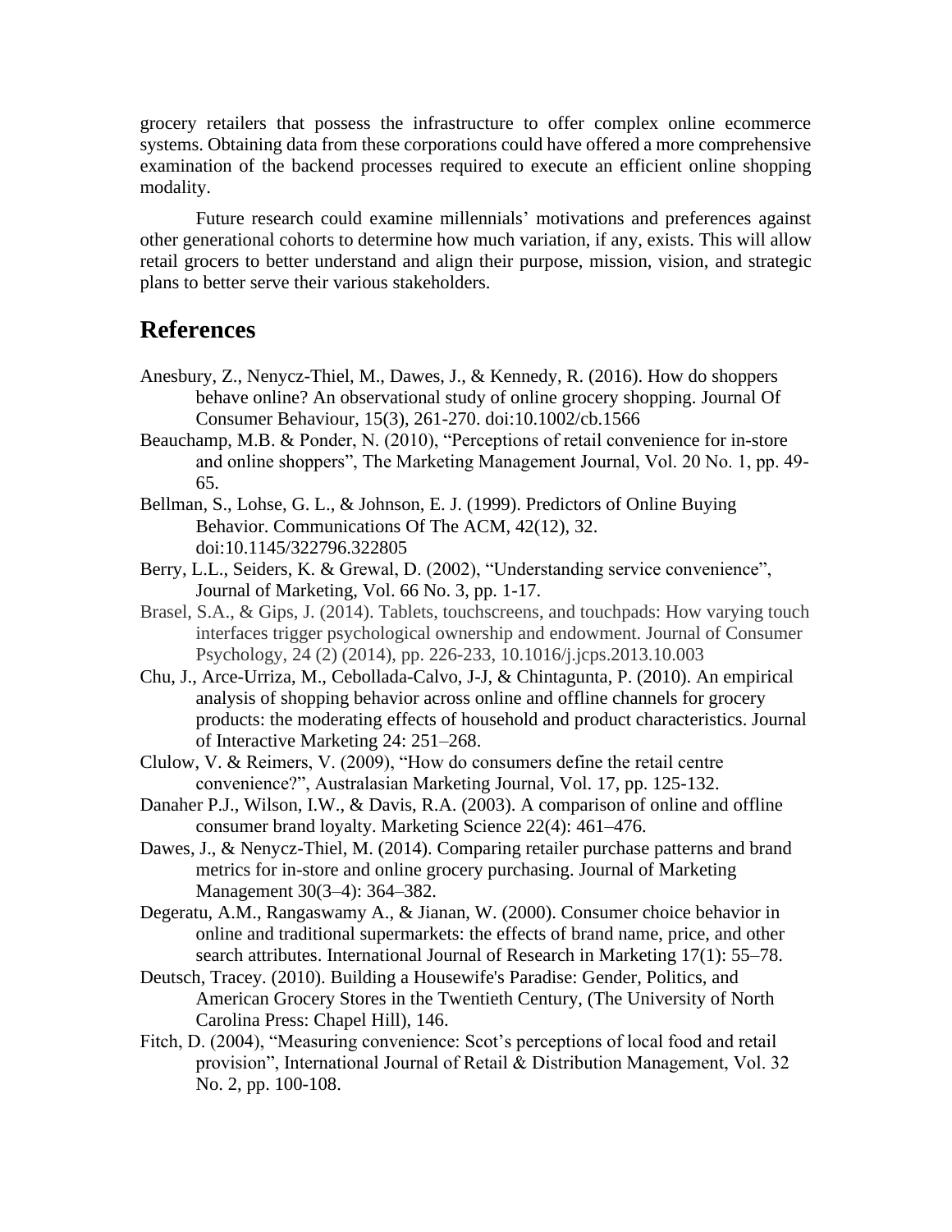grocery retailers that possess the infrastructure to offer complex online ecommerce systems. Obtaining data from these corporations could have offered a more comprehensive examination of the backend processes required to execute an efficient online shopping modality.

Future research could examine millennials' motivations and preferences against other generational cohorts to determine how much variation, if any, exists. This will allow retail grocers to better understand and align their purpose, mission, vision, and strategic plans to better serve their various stakeholders.

## References

Anesbury, Z., Nenycz-Thiel, M., Dawes, J., & Kennedy, R. (2016). How do shoppers behave online? An observational study of online grocery shopping. Journal Of Consumer Behaviour, 15(3), 261-270. doi:10.1002/cb.1566

Beauchamp, M.B. & Ponder, N. (2010), "Perceptions of retail convenience for in-store and online shoppers", The Marketing Management Journal, Vol. 20 No. 1, pp. 49-65.

Bellman, S., Lohse, G. L., & Johnson, E. J. (1999). Predictors of Online Buying Behavior. Communications Of The ACM, 42(12), 32. doi:10.1145/322796.322805

Berry, L.L., Seiders, K. & Grewal, D. (2002), "Understanding service convenience", Journal of Marketing, Vol. 66 No. 3, pp. 1-17.

Brasel, S.A., & Gips, J. (2014). Tablets, touchscreens, and touchpads: How varying touch interfaces trigger psychological ownership and endowment. Journal of Consumer Psychology, 24 (2) (2014), pp. 226-233, 10.1016/j.jcps.2013.10.003

Chu, J., Arce-Urriza, M., Cebollada-Calvo, J-J, & Chintagunta, P. (2010). An empirical analysis of shopping behavior across online and offline channels for grocery products: the moderating effects of household and product characteristics. Journal of Interactive Marketing 24: 251–268.

Clulow, V. & Reimers, V. (2009), "How do consumers define the retail centre convenience?", Australasian Marketing Journal, Vol. 17, pp. 125-132.

Danaher P.J., Wilson, I.W., & Davis, R.A. (2003). A comparison of online and offline consumer brand loyalty. Marketing Science 22(4): 461–476.

Dawes, J., & Nenycz-Thiel, M. (2014). Comparing retailer purchase patterns and brand metrics for in-store and online grocery purchasing. Journal of Marketing Management 30(3–4): 364–382.

Degeratu, A.M., Rangaswamy A., & Jianan, W. (2000). Consumer choice behavior in online and traditional supermarkets: the effects of brand name, price, and other search attributes. International Journal of Research in Marketing 17(1): 55–78.

Deutsch, Tracey. (2010). Building a Housewife's Paradise: Gender, Politics, and American Grocery Stores in the Twentieth Century, (The University of North Carolina Press: Chapel Hill), 146.

Fitch, D. (2004), "Measuring convenience: Scot's perceptions of local food and retail provision", International Journal of Retail & Distribution Management, Vol. 32 No. 2, pp. 100-108.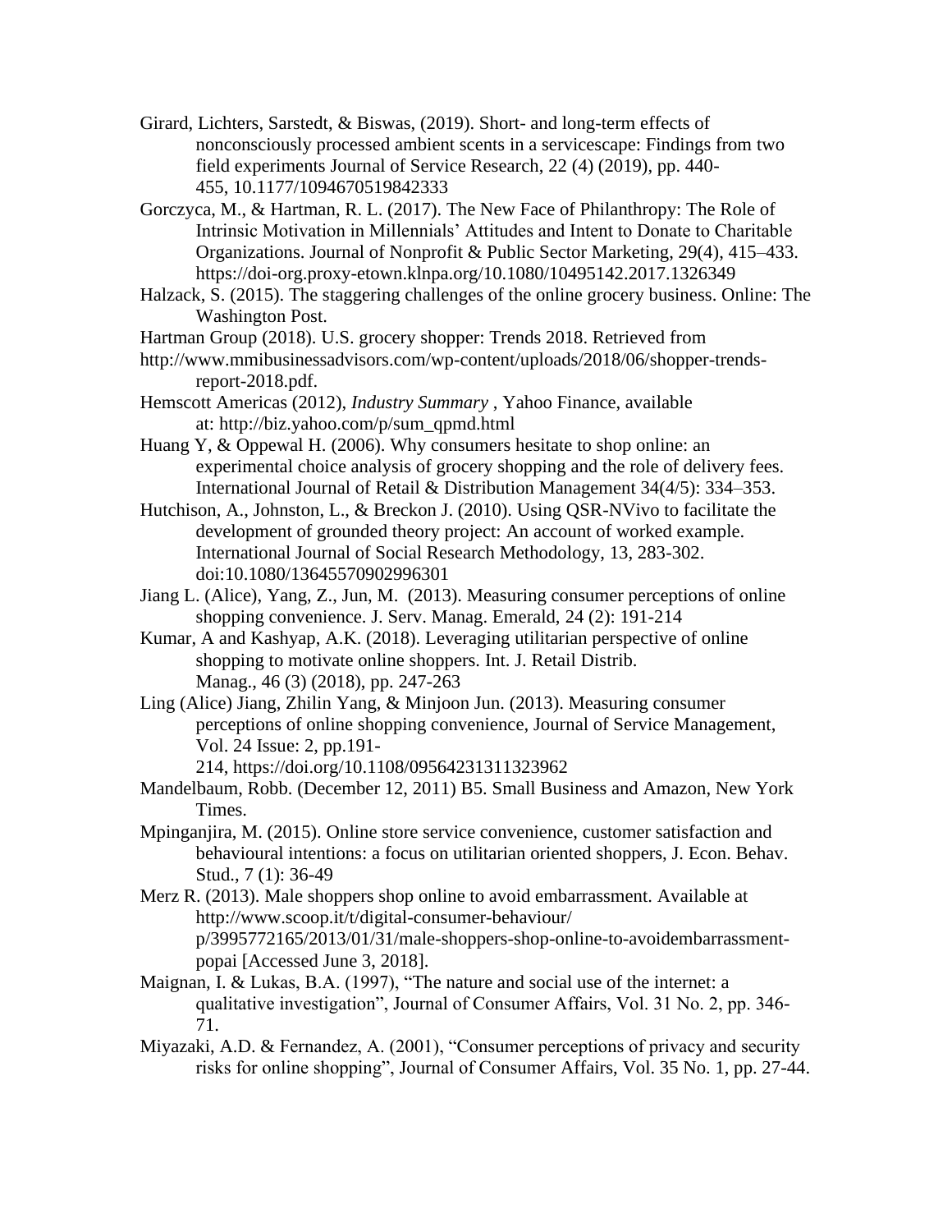Girard, Lichters, Sarstedt, & Biswas, (2019). Short- and long-term effects of nonconsciously processed ambient scents in a servicescape: Findings from two field experiments Journal of Service Research, 22 (4) (2019), pp. 440-455, 10.1177/1094670519842333

Gorczyca, M., & Hartman, R. L. (2017). The New Face of Philanthropy: The Role of Intrinsic Motivation in Millennials' Attitudes and Intent to Donate to Charitable Organizations. Journal of Nonprofit & Public Sector Marketing, 29(4), 415–433. https://doi-org.proxy-etown.klnpa.org/10.1080/10495142.2017.1326349

Halzack, S. (2015). The staggering challenges of the online grocery business. Online: The Washington Post.

Hartman Group (2018). U.S. grocery shopper: Trends 2018. Retrieved from http://www.mmibusinessadvisors.com/wp-content/uploads/2018/06/shopper-trends-report-2018.pdf.

Hemscott Americas (2012), *Industry Summary* , Yahoo Finance, available at: http://biz.yahoo.com/p/sum_qpmd.html

Huang Y, & Oppewal H. (2006). Why consumers hesitate to shop online: an experimental choice analysis of grocery shopping and the role of delivery fees. International Journal of Retail & Distribution Management 34(4/5): 334–353.

Hutchison, A., Johnston, L., & Breckon J. (2010). Using QSR-NVivo to facilitate the development of grounded theory project: An account of worked example. International Journal of Social Research Methodology, 13, 283-302. doi:10.1080/13645570902996301

Jiang L. (Alice), Yang, Z., Jun, M. (2013). Measuring consumer perceptions of online shopping convenience. J. Serv. Manag. Emerald, 24 (2): 191-214

Kumar, A and Kashyap, A.K. (2018). Leveraging utilitarian perspective of online shopping to motivate online shoppers. Int. J. Retail Distrib. Manag., 46 (3) (2018), pp. 247-263

Ling (Alice) Jiang, Zhilin Yang, & Minjoon Jun. (2013). Measuring consumer perceptions of online shopping convenience, Journal of Service Management, Vol. 24 Issue: 2, pp.191-214, https://doi.org/10.1108/09564231311323962

Mandelbaum, Robb. (December 12, 2011) B5. Small Business and Amazon, New York Times.

Mpinganjira, M. (2015). Online store service convenience, customer satisfaction and behavioural intentions: a focus on utilitarian oriented shoppers, J. Econ. Behav. Stud., 7 (1): 36-49

Merz R. (2013). Male shoppers shop online to avoid embarrassment. Available at http://www.scoop.it/t/digital-consumer-behaviour/p/3995772165/2013/01/31/male-shoppers-shop-online-to-avoidembarrassment-popai [Accessed June 3, 2018].

Maignan, I. & Lukas, B.A. (1997), "The nature and social use of the internet: a qualitative investigation", Journal of Consumer Affairs, Vol. 31 No. 2, pp. 346-71.

Miyazaki, A.D. & Fernandez, A. (2001), "Consumer perceptions of privacy and security risks for online shopping", Journal of Consumer Affairs, Vol. 35 No. 1, pp. 27-44.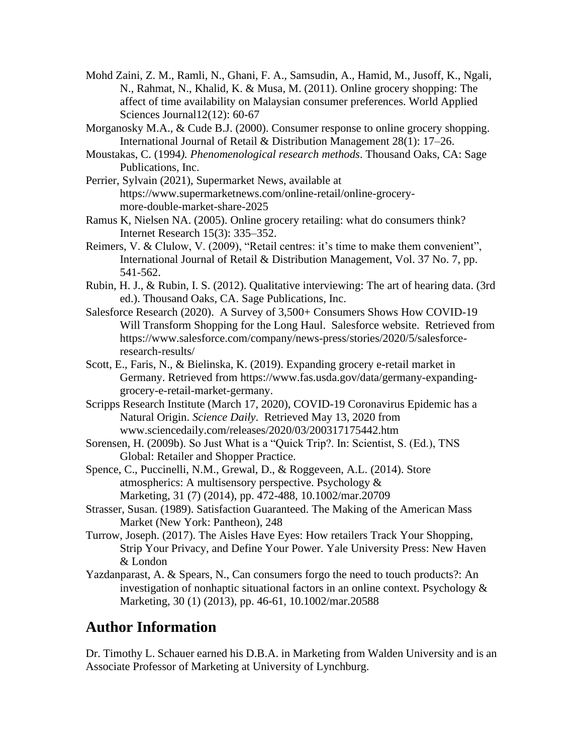Mohd Zaini, Z. M., Ramli, N., Ghani, F. A., Samsudin, A., Hamid, M., Jusoff, K., Ngali, N., Rahmat, N., Khalid, K. & Musa, M. (2011). Online grocery shopping: The affect of time availability on Malaysian consumer preferences. World Applied Sciences Journal12(12): 60-67

Morganosky M.A., & Cude B.J. (2000). Consumer response to online grocery shopping. International Journal of Retail & Distribution Management 28(1): 17–26.

Moustakas, C. (1994*). Phenomenological research methods*. Thousand Oaks, CA: Sage Publications, Inc.

Perrier, Sylvain (2021), Supermarket News, available at https://www.supermarketnews.com/online-retail/online-grocery-more-double-market-share-2025

Ramus K, Nielsen NA. (2005). Online grocery retailing: what do consumers think? Internet Research 15(3): 335–352.

Reimers, V. & Clulow, V. (2009), "Retail centres: it's time to make them convenient", International Journal of Retail & Distribution Management, Vol. 37 No. 7, pp. 541-562.

Rubin, H. J., & Rubin, I. S. (2012). Qualitative interviewing: The art of hearing data. (3rd ed.). Thousand Oaks, CA. Sage Publications, Inc.

Salesforce Research (2020). A Survey of 3,500+ Consumers Shows How COVID-19 Will Transform Shopping for the Long Haul. Salesforce website. Retrieved from https://www.salesforce.com/company/news-press/stories/2020/5/salesforce-research-results/

Scott, E., Faris, N., & Bielinska, K. (2019). Expanding grocery e-retail market in Germany. Retrieved from https://www.fas.usda.gov/data/germany-expanding-grocery-e-retail-market-germany.

Scripps Research Institute (March 17, 2020), COVID-19 Coronavirus Epidemic has a Natural Origin. *Science Daily*. Retrieved May 13, 2020 from www.sciencedaily.com/releases/2020/03/200317175442.htm

Sorensen, H. (2009b). So Just What is a "Quick Trip?. In: Scientist, S. (Ed.), TNS Global: Retailer and Shopper Practice.

Spence, C., Puccinelli, N.M., Grewal, D., & Roggeveen, A.L. (2014). Store atmospherics: A multisensory perspective. Psychology & Marketing, 31 (7) (2014), pp. 472-488, 10.1002/mar.20709

Strasser, Susan. (1989). Satisfaction Guaranteed. The Making of the American Mass Market (New York: Pantheon), 248

Turrow, Joseph. (2017). The Aisles Have Eyes: How retailers Track Your Shopping, Strip Your Privacy, and Define Your Power. Yale University Press: New Haven & London

Yazdanparast, A. & Spears, N., Can consumers forgo the need to touch products?: An investigation of nonhaptic situational factors in an online context. Psychology & Marketing, 30 (1) (2013), pp. 46-61, 10.1002/mar.20588

## Author Information

Dr. Timothy L. Schauer earned his D.B.A. in Marketing from Walden University and is an Associate Professor of Marketing at University of Lynchburg.